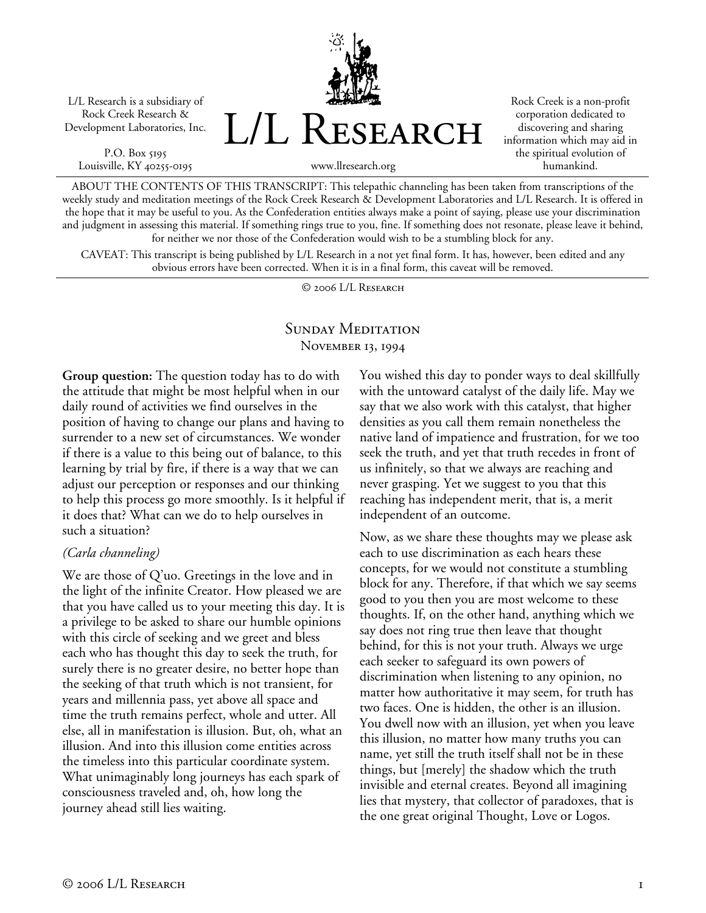L/L Research is a subsidiary of Rock Creek Research & Development Laboratories, Inc.

P.O. Box 5195
Louisville, KY 40255-0195

# L/L Research

www.llresearch.org

Rock Creek is a non-profit corporation dedicated to discovering and sharing information which may aid in the spiritual evolution of humankind.

ABOUT THE CONTENTS OF THIS TRANSCRIPT: This telepathic channeling has been taken from transcriptions of the weekly study and meditation meetings of the Rock Creek Research & Development Laboratories and L/L Research. It is offered in the hope that it may be useful to you. As the Confederation entities always make a point of saying, please use your discrimination and judgment in assessing this material. If something rings true to you, fine. If something does not resonate, please leave it behind, for neither we nor those of the Confederation would wish to be a stumbling block for any.

CAVEAT: This transcript is being published by L/L Research in a not yet final form. It has, however, been edited and any obvious errors have been corrected. When it is in a final form, this caveat will be removed.

© 2006 L/L Research

## Sunday Meditation
### November 13, 1994

**Group question:** The question today has to do with the attitude that might be most helpful when in our daily round of activities we find ourselves in the position of having to change our plans and having to surrender to a new set of circumstances. We wonder if there is a value to this being out of balance, to this learning by trial by fire, if there is a way that we can adjust our perception or responses and our thinking to help this process go more smoothly. Is it helpful if it does that? What can we do to help ourselves in such a situation?

*(Carla channeling)*

We are those of Q'uo. Greetings in the love and in the light of the infinite Creator. How pleased we are that you have called us to your meeting this day. It is a privilege to be asked to share our humble opinions with this circle of seeking and we greet and bless each who has thought this day to seek the truth, for surely there is no greater desire, no better hope than the seeking of that truth which is not transient, for years and millennia pass, yet above all space and time the truth remains perfect, whole and utter. All else, all in manifestation is illusion. But, oh, what an illusion. And into this illusion come entities across the timeless into this particular coordinate system. What unimaginably long journeys has each spark of consciousness traveled and, oh, how long the journey ahead still lies waiting.

You wished this day to ponder ways to deal skillfully with the untoward catalyst of the daily life. May we say that we also work with this catalyst, that higher densities as you call them remain nonetheless the native land of impatience and frustration, for we too seek the truth, and yet that truth recedes in front of us infinitely, so that we always are reaching and never grasping. Yet we suggest to you that this reaching has independent merit, that is, a merit independent of an outcome.

Now, as we share these thoughts may we please ask each to use discrimination as each hears these concepts, for we would not constitute a stumbling block for any. Therefore, if that which we say seems good to you then you are most welcome to these thoughts. If, on the other hand, anything which we say does not ring true then leave that thought behind, for this is not your truth. Always we urge each seeker to safeguard its own powers of discrimination when listening to any opinion, no matter how authoritative it may seem, for truth has two faces. One is hidden, the other is an illusion. You dwell now with an illusion, yet when you leave this illusion, no matter how many truths you can name, yet still the truth itself shall not be in these things, but [merely] the shadow which the truth invisible and eternal creates. Beyond all imagining lies that mystery, that collector of paradoxes, that is the one great original Thought, Love or Logos.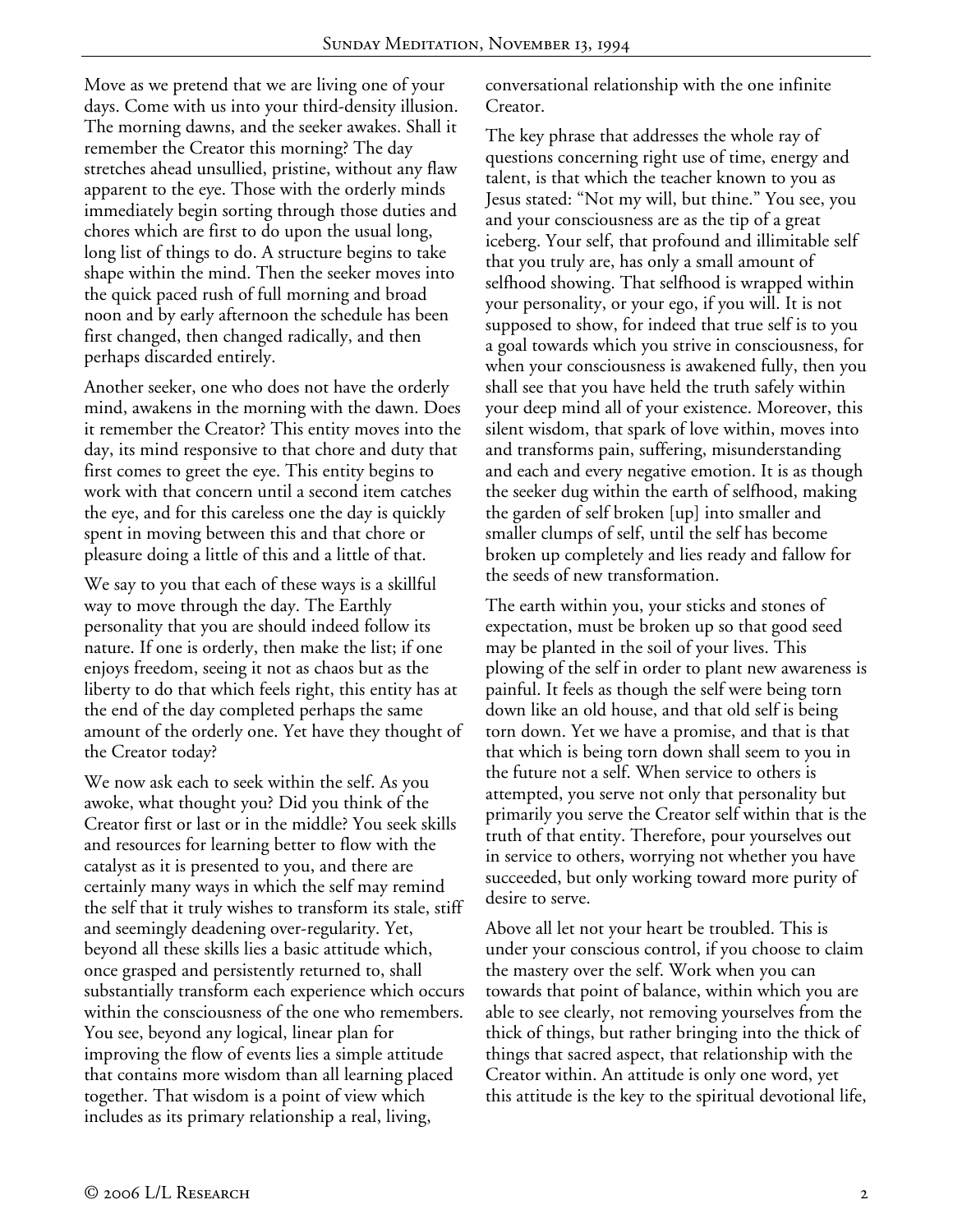Move as we pretend that we are living one of your days. Come with us into your third-density illusion. The morning dawns, and the seeker awakes. Shall it remember the Creator this morning? The day stretches ahead unsullied, pristine, without any flaw apparent to the eye. Those with the orderly minds immediately begin sorting through those duties and chores which are first to do upon the usual long, long list of things to do. A structure begins to take shape within the mind. Then the seeker moves into the quick paced rush of full morning and broad noon and by early afternoon the schedule has been first changed, then changed radically, and then perhaps discarded entirely.

Another seeker, one who does not have the orderly mind, awakens in the morning with the dawn. Does it remember the Creator? This entity moves into the day, its mind responsive to that chore and duty that first comes to greet the eye. This entity begins to work with that concern until a second item catches the eye, and for this careless one the day is quickly spent in moving between this and that chore or pleasure doing a little of this and a little of that.

We say to you that each of these ways is a skillful way to move through the day. The Earthly personality that you are should indeed follow its nature. If one is orderly, then make the list; if one enjoys freedom, seeing it not as chaos but as the liberty to do that which feels right, this entity has at the end of the day completed perhaps the same amount of the orderly one. Yet have they thought of the Creator today?

We now ask each to seek within the self. As you awoke, what thought you? Did you think of the Creator first or last or in the middle? You seek skills and resources for learning better to flow with the catalyst as it is presented to you, and there are certainly many ways in which the self may remind the self that it truly wishes to transform its stale, stiff and seemingly deadening over-regularity. Yet, beyond all these skills lies a basic attitude which, once grasped and persistently returned to, shall substantially transform each experience which occurs within the consciousness of the one who remembers. You see, beyond any logical, linear plan for improving the flow of events lies a simple attitude that contains more wisdom than all learning placed together. That wisdom is a point of view which includes as its primary relationship a real, living, conversational relationship with the one infinite Creator.

The key phrase that addresses the whole ray of questions concerning right use of time, energy and talent, is that which the teacher known to you as Jesus stated: "Not my will, but thine." You see, you and your consciousness are as the tip of a great iceberg. Your self, that profound and illimitable self that you truly are, has only a small amount of selfhood showing. That selfhood is wrapped within your personality, or your ego, if you will. It is not supposed to show, for indeed that true self is to you a goal towards which you strive in consciousness, for when your consciousness is awakened fully, then you shall see that you have held the truth safely within your deep mind all of your existence. Moreover, this silent wisdom, that spark of love within, moves into and transforms pain, suffering, misunderstanding and each and every negative emotion. It is as though the seeker dug within the earth of selfhood, making the garden of self broken [up] into smaller and smaller clumps of self, until the self has become broken up completely and lies ready and fallow for the seeds of new transformation.

The earth within you, your sticks and stones of expectation, must be broken up so that good seed may be planted in the soil of your lives. This plowing of the self in order to plant new awareness is painful. It feels as though the self were being torn down like an old house, and that old self is being torn down. Yet we have a promise, and that is that that which is being torn down shall seem to you in the future not a self. When service to others is attempted, you serve not only that personality but primarily you serve the Creator self within that is the truth of that entity. Therefore, pour yourselves out in service to others, worrying not whether you have succeeded, but only working toward more purity of desire to serve.

Above all let not your heart be troubled. This is under your conscious control, if you choose to claim the mastery over the self. Work when you can towards that point of balance, within which you are able to see clearly, not removing yourselves from the thick of things, but rather bringing into the thick of things that sacred aspect, that relationship with the Creator within. An attitude is only one word, yet this attitude is the key to the spiritual devotional life,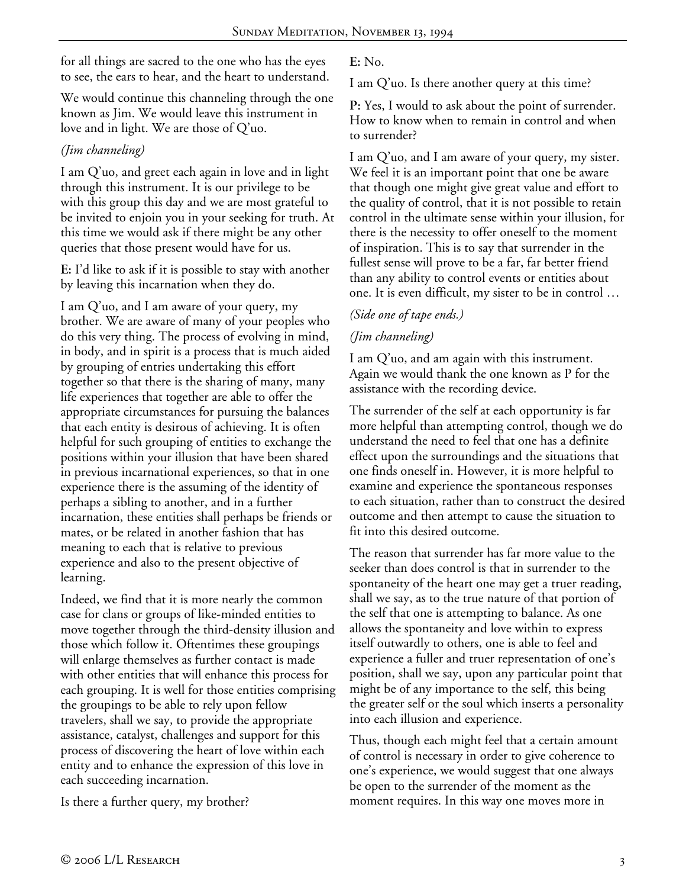for all things are sacred to the one who has the eyes to see, the ears to hear, and the heart to understand.

We would continue this channeling through the one known as Jim. We would leave this instrument in love and in light. We are those of Q'uo.

*(Jim channeling)*

I am Q'uo, and greet each again in love and in light through this instrument. It is our privilege to be with this group this day and we are most grateful to be invited to enjoin you in your seeking for truth. At this time we would ask if there might be any other queries that those present would have for us.

**E:** I'd like to ask if it is possible to stay with another by leaving this incarnation when they do.

I am Q'uo, and I am aware of your query, my brother. We are aware of many of your peoples who do this very thing. The process of evolving in mind, in body, and in spirit is a process that is much aided by grouping of entries undertaking this effort together so that there is the sharing of many, many life experiences that together are able to offer the appropriate circumstances for pursuing the balances that each entity is desirous of achieving. It is often helpful for such grouping of entities to exchange the positions within your illusion that have been shared in previous incarnational experiences, so that in one experience there is the assuming of the identity of perhaps a sibling to another, and in a further incarnation, these entities shall perhaps be friends or mates, or be related in another fashion that has meaning to each that is relative to previous experience and also to the present objective of learning.

Indeed, we find that it is more nearly the common case for clans or groups of like-minded entities to move together through the third-density illusion and those which follow it. Oftentimes these groupings will enlarge themselves as further contact is made with other entities that will enhance this process for each grouping. It is well for those entities comprising the groupings to be able to rely upon fellow travelers, shall we say, to provide the appropriate assistance, catalyst, challenges and support for this process of discovering the heart of love within each entity and to enhance the expression of this love in each succeeding incarnation.

Is there a further query, my brother?

**E:** No.

I am Q'uo. Is there another query at this time?

**P:** Yes, I would to ask about the point of surrender. How to know when to remain in control and when to surrender?

I am Q'uo, and I am aware of your query, my sister. We feel it is an important point that one be aware that though one might give great value and effort to the quality of control, that it is not possible to retain control in the ultimate sense within your illusion, for there is the necessity to offer oneself to the moment of inspiration. This is to say that surrender in the fullest sense will prove to be a far, far better friend than any ability to control events or entities about one. It is even difficult, my sister to be in control …

*(Side one of tape ends.)*

*(Jim channeling)*

I am Q'uo, and am again with this instrument. Again we would thank the one known as P for the assistance with the recording device.

The surrender of the self at each opportunity is far more helpful than attempting control, though we do understand the need to feel that one has a definite effect upon the surroundings and the situations that one finds oneself in. However, it is more helpful to examine and experience the spontaneous responses to each situation, rather than to construct the desired outcome and then attempt to cause the situation to fit into this desired outcome.

The reason that surrender has far more value to the seeker than does control is that in surrender to the spontaneity of the heart one may get a truer reading, shall we say, as to the true nature of that portion of the self that one is attempting to balance. As one allows the spontaneity and love within to express itself outwardly to others, one is able to feel and experience a fuller and truer representation of one's position, shall we say, upon any particular point that might be of any importance to the self, this being the greater self or the soul which inserts a personality into each illusion and experience.

Thus, though each might feel that a certain amount of control is necessary in order to give coherence to one's experience, we would suggest that one always be open to the surrender of the moment as the moment requires. In this way one moves more in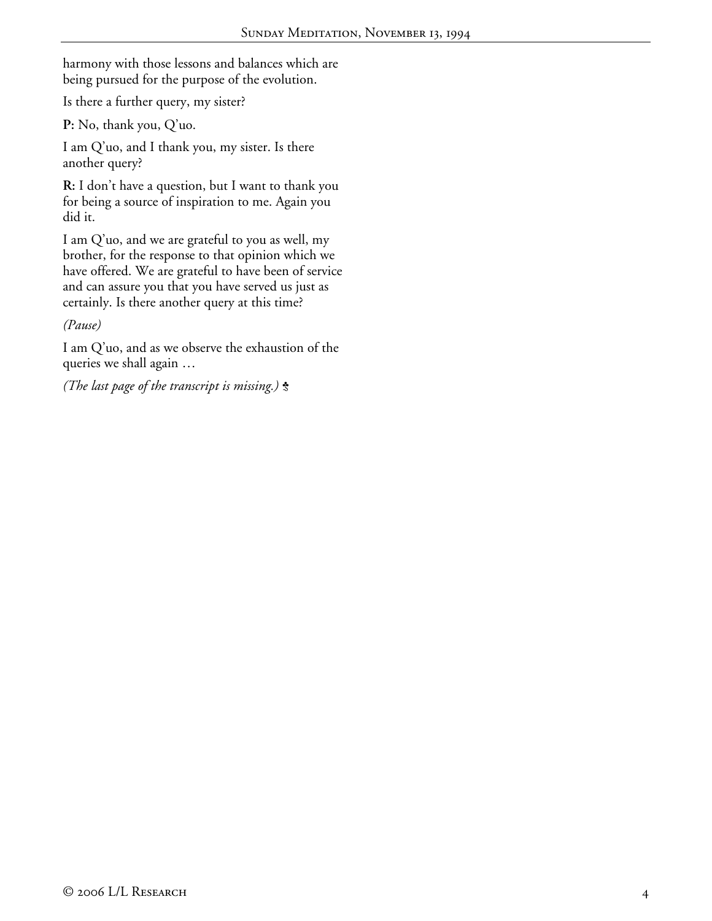harmony with those lessons and balances which are being pursued for the purpose of the evolution.

Is there a further query, my sister?

**P:** No, thank you, Q'uo.

I am Q'uo, and I thank you, my sister. Is there another query?

**R:** I don't have a question, but I want to thank you for being a source of inspiration to me. Again you did it.

I am Q'uo, and we are grateful to you as well, my brother, for the response to that opinion which we have offered. We are grateful to have been of service and can assure you that you have served us just as certainly. Is there another query at this time?

*(Pause)*

I am Q'uo, and as we observe the exhaustion of the queries we shall again …

*(The last page of the transcript is missing.)* ♣